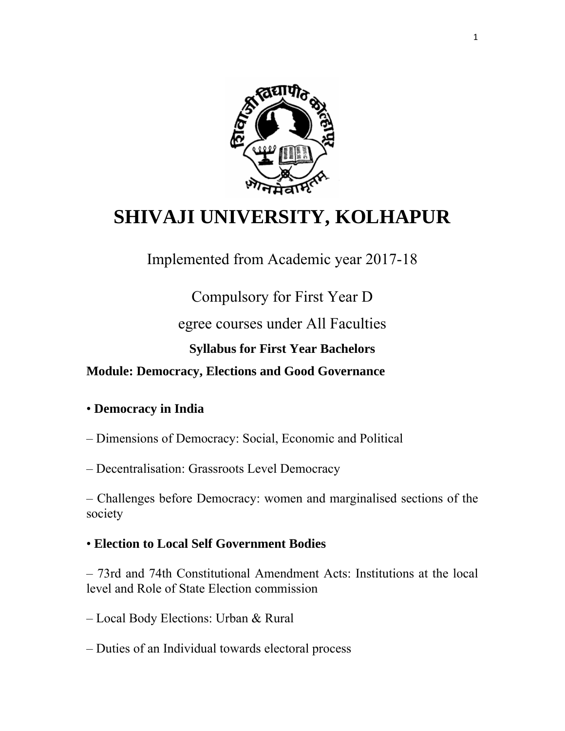# SHIVAJI UNIVERSITY, KOLHAPUR

Implemented from Academic year 2017-18

Compulsory for First Year D

egree courses under All Faculties

**Syllabus for First Year Bachelors**

**Module: Democracy, Elections and Good Governance**

• **Democracy in India**

– Dimensions of Democracy: Social, Economic and Political

– Decentralisation: Grassroots Level Democracy

– Challenges before Democracy: women and marginalised sections of the society

• **Election to Local Self Government Bodies**

– 73rd and 74th Constitutional Amendment Acts: Institutions at the local level and Role of State Election commission

– Local Body Elections: Urban & Rural

– Duties of an Individual towards electoral process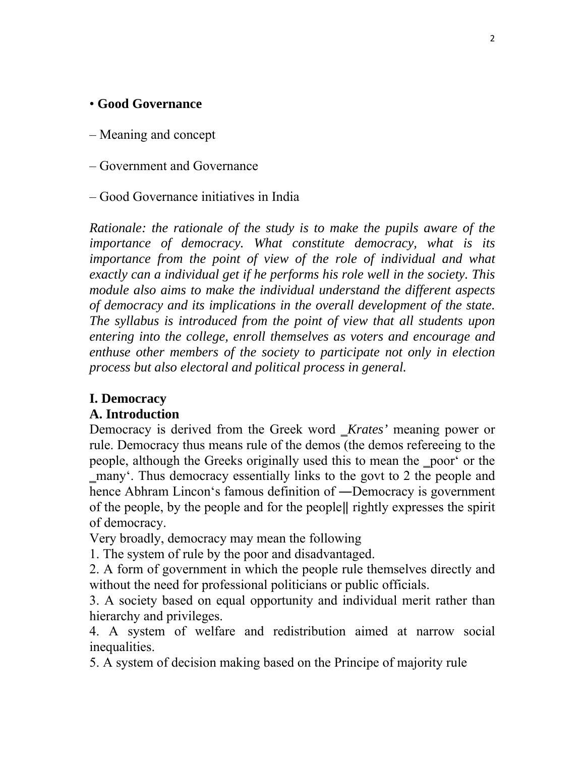• **Good Governance**

– Meaning and concept

– Government and Governance

– Good Governance initiatives in India

*Rationale: the rationale of the study is to make the pupils aware of the importance of democracy. What constitute democracy, what is its importance from the point of view of the role of individual and what exactly can a individual get if he performs his role well in the society. This module also aims to make the individual understand the different aspects of democracy and its implications in the overall development of the state. The syllabus is introduced from the point of view that all students upon entering into the college, enroll themselves as voters and encourage and enthuse other members of the society to participate not only in election process but also electoral and political process in general.*

## I. Democracy

### A. Introduction

Democracy is derived from the Greek word ‗*Krates'* meaning power or rule. Democracy thus means rule of the demos (the demos refereeing to the people, although the Greeks originally used this to mean the ‗poor‘ or the ‗many‘. Thus democracy essentially links to the govt to 2 the people and hence Abhram Lincon‘s famous definition of ―Democracy is government of the people, by the people and for the people‖ rightly expresses the spirit of democracy.

Very broadly, democracy may mean the following

1. The system of rule by the poor and disadvantaged.
2. A form of government in which the people rule themselves directly and without the need for professional politicians or public officials.
3. A society based on equal opportunity and individual merit rather than hierarchy and privileges.
4. A system of welfare and redistribution aimed at narrow social inequalities.
5. A system of decision making based on the Principe of majority rule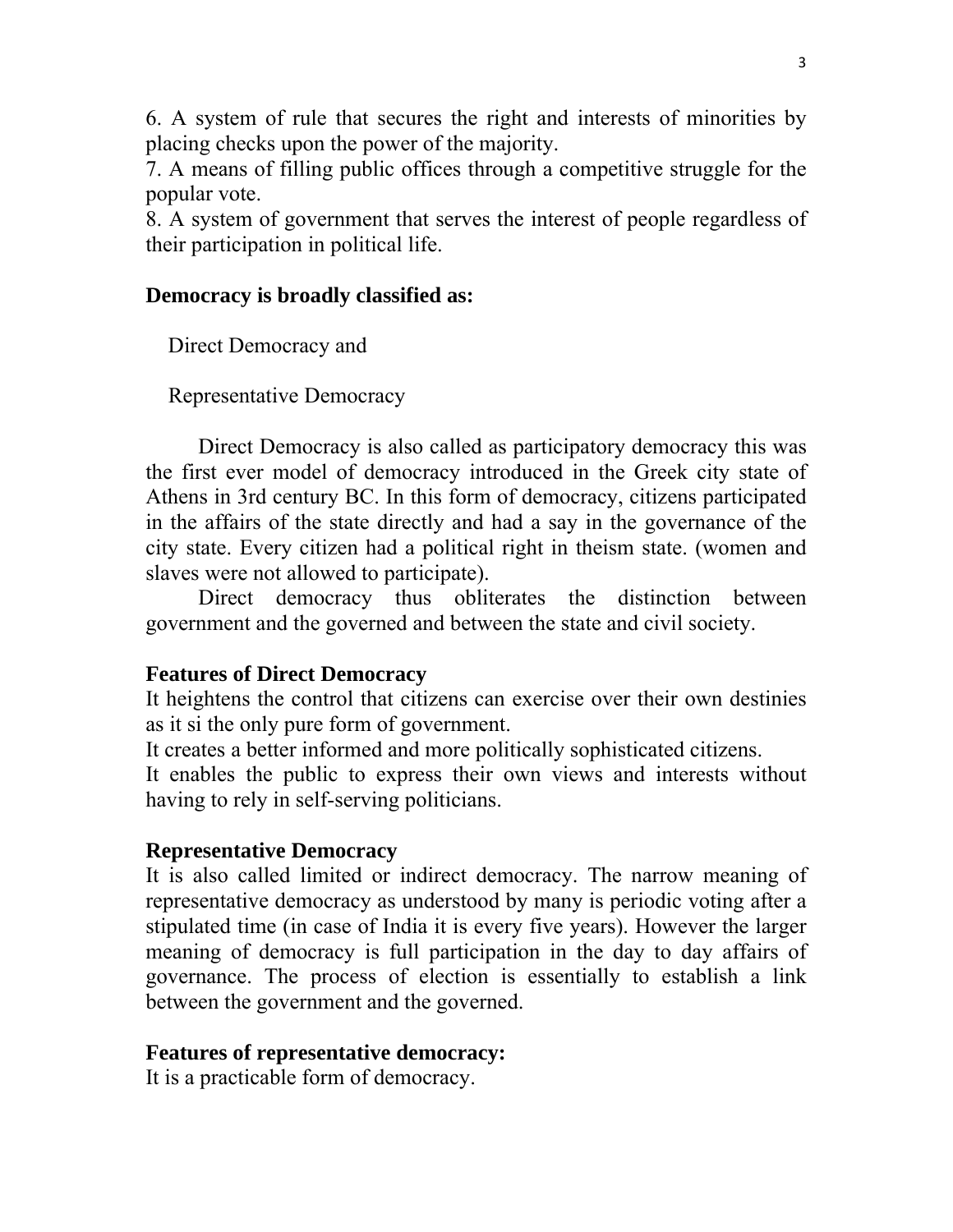6. A system of rule that secures the right and interests of minorities by placing checks upon the power of the majority.
7. A means of filling public offices through a competitive struggle for the popular vote.
8. A system of government that serves the interest of people regardless of their participation in political life.

**Democracy is broadly classified as:**

Direct Democracy and

Representative Democracy

Direct Democracy is also called as participatory democracy this was the first ever model of democracy introduced in the Greek city state of Athens in 3rd century BC. In this form of democracy, citizens participated in the affairs of the state directly and had a say in the governance of the city state. Every citizen had a political right in theism state. (women and slaves were not allowed to participate).

Direct democracy thus obliterates the distinction between government and the governed and between the state and civil society.

**Features of Direct Democracy**

It heightens the control that citizens can exercise over their own destinies as it si the only pure form of government.

It creates a better informed and more politically sophisticated citizens.

It enables the public to express their own views and interests without having to rely in self-serving politicians.

**Representative Democracy**

It is also called limited or indirect democracy. The narrow meaning of representative democracy as understood by many is periodic voting after a stipulated time (in case of India it is every five years). However the larger meaning of democracy is full participation in the day to day affairs of governance. The process of election is essentially to establish a link between the government and the governed.

**Features of representative democracy:**

It is a practicable form of democracy.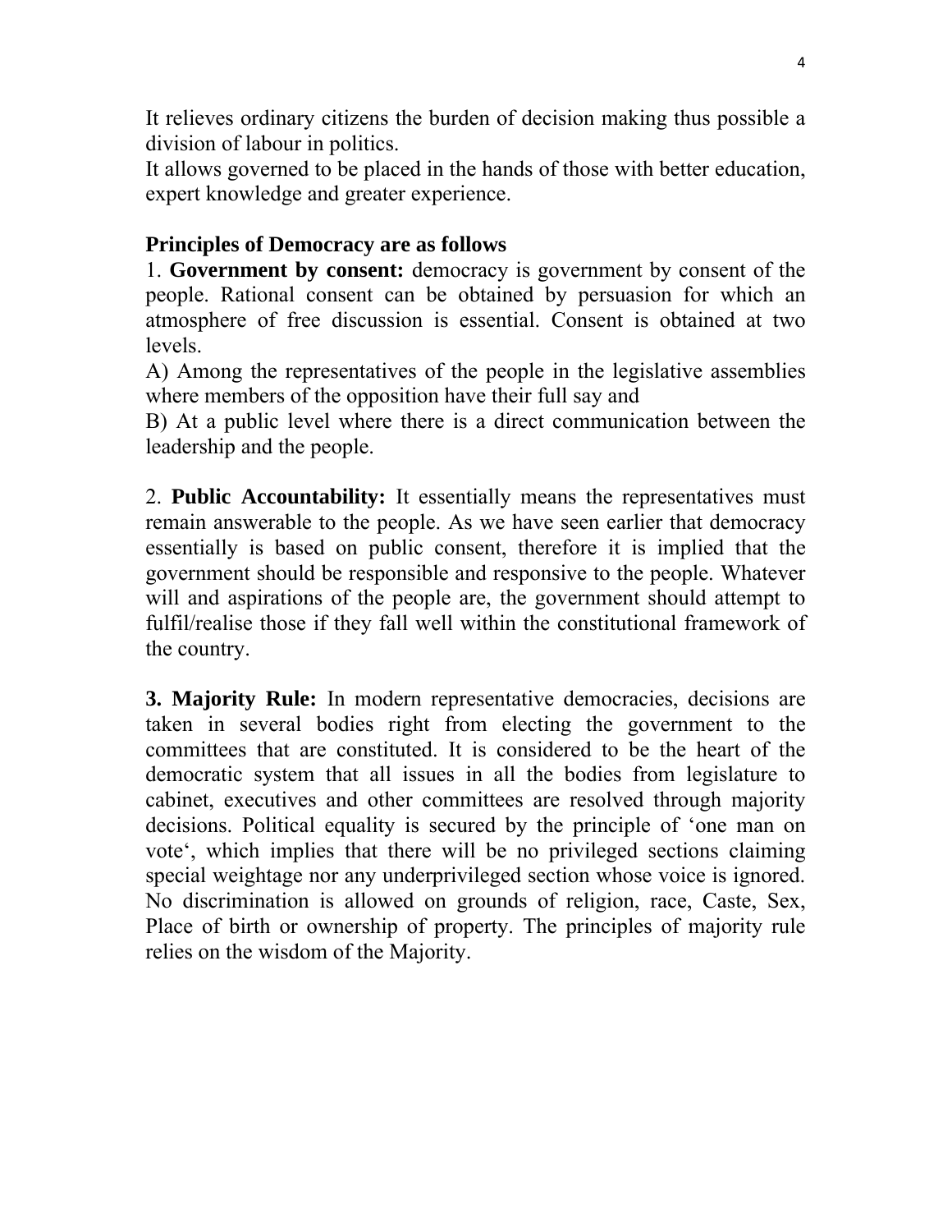It relieves ordinary citizens the burden of decision making thus possible a division of labour in politics.
It allows governed to be placed in the hands of those with better education, expert knowledge and greater experience.

**Principles of Democracy are as follows**

1. **Government by consent:** democracy is government by consent of the people. Rational consent can be obtained by persuasion for which an atmosphere of free discussion is essential. Consent is obtained at two levels.

A) Among the representatives of the people in the legislative assemblies where members of the opposition have their full say and

B) At a public level where there is a direct communication between the leadership and the people.

2. **Public Accountability:** It essentially means the representatives must remain answerable to the people. As we have seen earlier that democracy essentially is based on public consent, therefore it is implied that the government should be responsible and responsive to the people. Whatever will and aspirations of the people are, the government should attempt to fulfil/realise those if they fall well within the constitutional framework of the country.

**3. Majority Rule:** In modern representative democracies, decisions are taken in several bodies right from electing the government to the committees that are constituted. It is considered to be the heart of the democratic system that all issues in all the bodies from legislature to cabinet, executives and other committees are resolved through majority decisions. Political equality is secured by the principle of 'one man on vote', which implies that there will be no privileged sections claiming special weightage nor any underprivileged section whose voice is ignored. No discrimination is allowed on grounds of religion, race, Caste, Sex, Place of birth or ownership of property. The principles of majority rule relies on the wisdom of the Majority.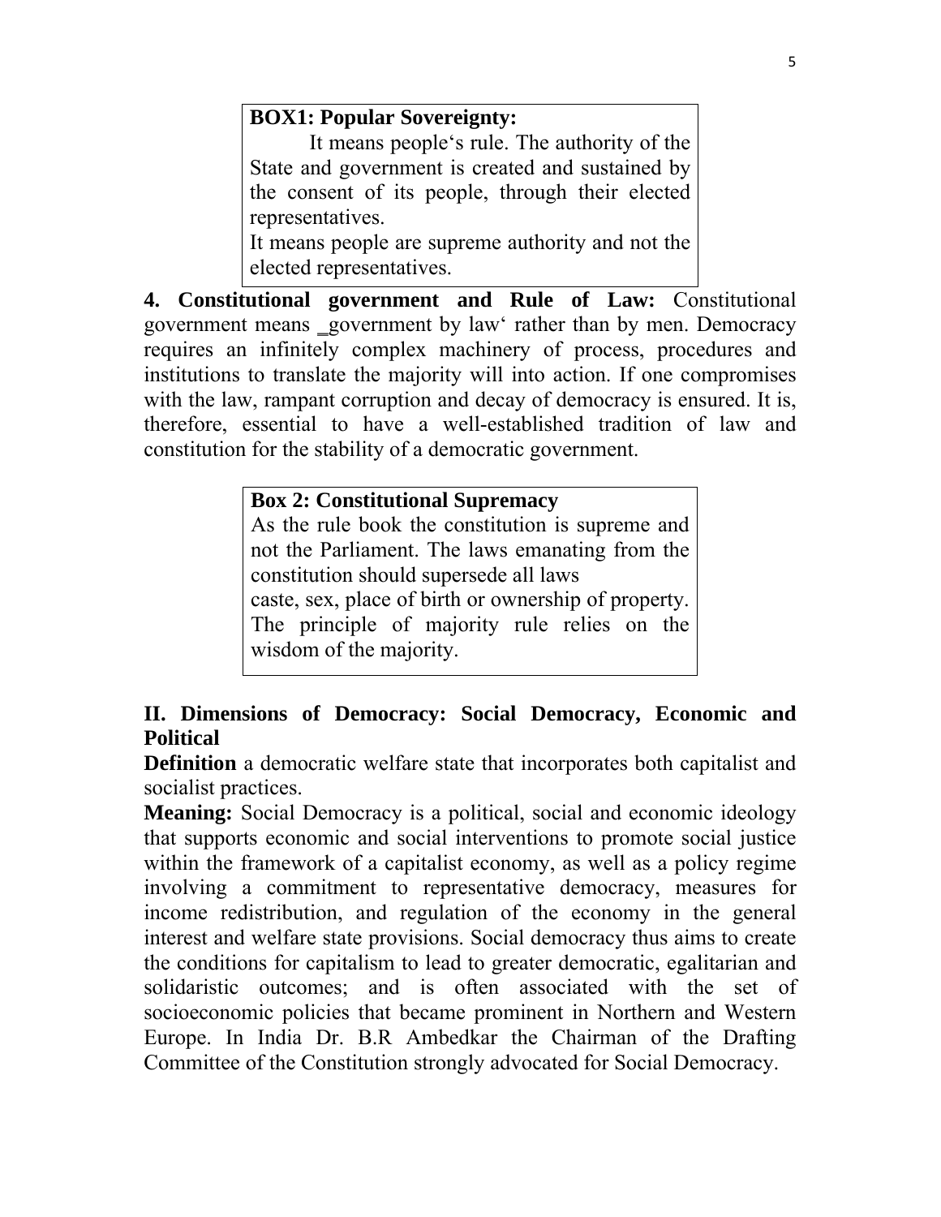**BOX1: Popular Sovereignty:**

It means people's rule. The authority of the State and government is created and sustained by the consent of its people, through their elected representatives.

It means people are supreme authority and not the elected representatives.

**4. Constitutional government and Rule of Law:** Constitutional government means ‗government by law' rather than by men. Democracy requires an infinitely complex machinery of process, procedures and institutions to translate the majority will into action. If one compromises with the law, rampant corruption and decay of democracy is ensured. It is, therefore, essential to have a well-established tradition of law and constitution for the stability of a democratic government.

**Box 2: Constitutional Supremacy**

As the rule book the constitution is supreme and not the Parliament. The laws emanating from the constitution should supersede all laws

caste, sex, place of birth or ownership of property. The principle of majority rule relies on the wisdom of the majority.

## II. Dimensions of Democracy: Social Democracy, Economic and Political

**Definition** a democratic welfare state that incorporates both capitalist and socialist practices.

**Meaning:** Social Democracy is a political, social and economic ideology that supports economic and social interventions to promote social justice within the framework of a capitalist economy, as well as a policy regime involving a commitment to representative democracy, measures for income redistribution, and regulation of the economy in the general interest and welfare state provisions. Social democracy thus aims to create the conditions for capitalism to lead to greater democratic, egalitarian and solidaristic outcomes; and is often associated with the set of socioeconomic policies that became prominent in Northern and Western Europe. In India Dr. B.R Ambedkar the Chairman of the Drafting Committee of the Constitution strongly advocated for Social Democracy.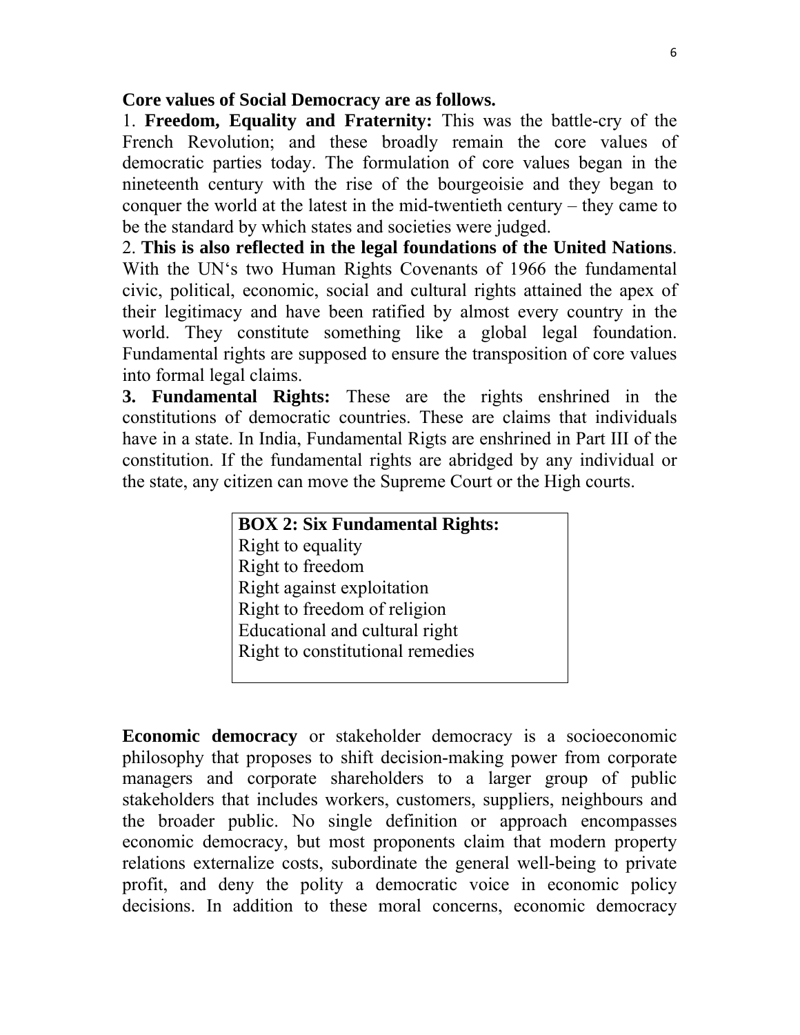**Core values of Social Democracy are as follows.**

1. **Freedom, Equality and Fraternity:** This was the battle-cry of the French Revolution; and these broadly remain the core values of democratic parties today. The formulation of core values began in the nineteenth century with the rise of the bourgeoisie and they began to conquer the world at the latest in the mid-twentieth century – they came to be the standard by which states and societies were judged.

2. **This is also reflected in the legal foundations of the United Nations**. With the UN's two Human Rights Covenants of 1966 the fundamental civic, political, economic, social and cultural rights attained the apex of their legitimacy and have been ratified by almost every country in the world. They constitute something like a global legal foundation. Fundamental rights are supposed to ensure the transposition of core values into formal legal claims.

**3. Fundamental Rights:** These are the rights enshrined in the constitutions of democratic countries. These are claims that individuals have in a state. In India, Fundamental Rigts are enshrined in Part III of the constitution. If the fundamental rights are abridged by any individual or the state, any citizen can move the Supreme Court or the High courts.

> **BOX 2: Six Fundamental Rights:**
> Right to equality
> Right to freedom
> Right against exploitation
> Right to freedom of religion
> Educational and cultural right
> Right to constitutional remedies

**Economic democracy** or stakeholder democracy is a socioeconomic philosophy that proposes to shift decision-making power from corporate managers and corporate shareholders to a larger group of public stakeholders that includes workers, customers, suppliers, neighbours and the broader public. No single definition or approach encompasses economic democracy, but most proponents claim that modern property relations externalize costs, subordinate the general well-being to private profit, and deny the polity a democratic voice in economic policy decisions. In addition to these moral concerns, economic democracy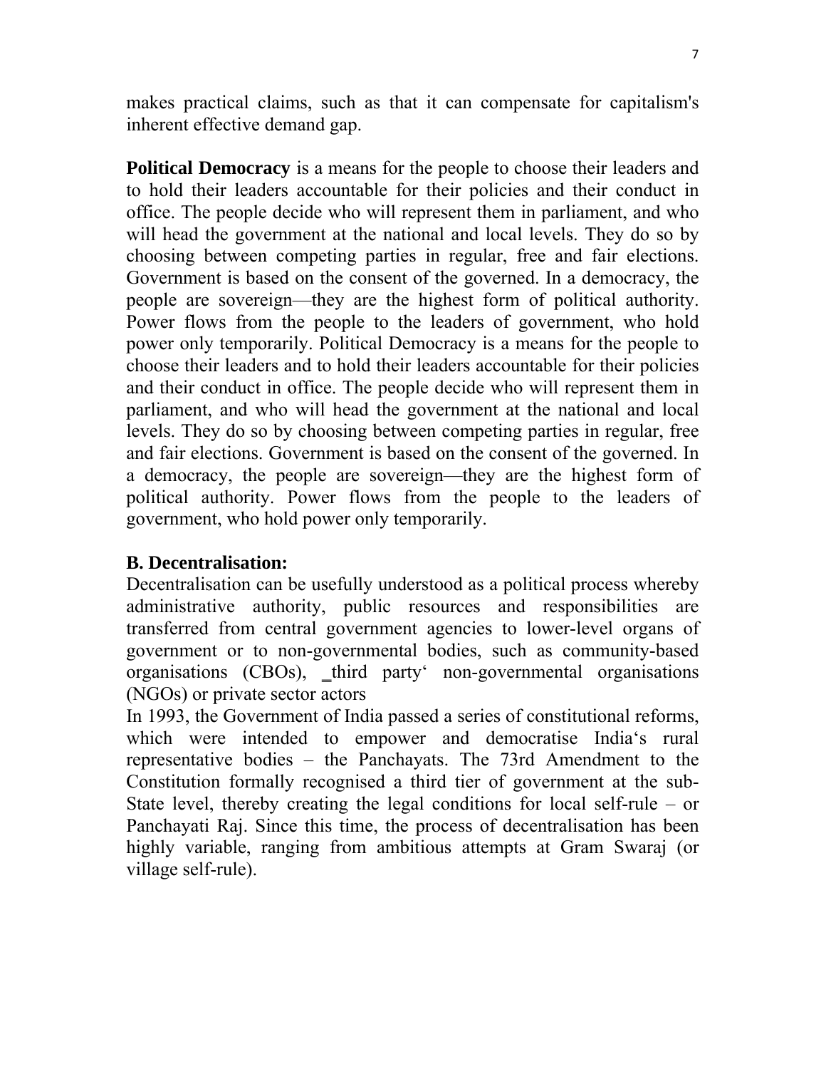makes practical claims, such as that it can compensate for capitalism's inherent effective demand gap.

**Political Democracy** is a means for the people to choose their leaders and to hold their leaders accountable for their policies and their conduct in office. The people decide who will represent them in parliament, and who will head the government at the national and local levels. They do so by choosing between competing parties in regular, free and fair elections. Government is based on the consent of the governed. In a democracy, the people are sovereign—they are the highest form of political authority. Power flows from the people to the leaders of government, who hold power only temporarily. Political Democracy is a means for the people to choose their leaders and to hold their leaders accountable for their policies and their conduct in office. The people decide who will represent them in parliament, and who will head the government at the national and local levels. They do so by choosing between competing parties in regular, free and fair elections. Government is based on the consent of the governed. In a democracy, the people are sovereign—they are the highest form of political authority. Power flows from the people to the leaders of government, who hold power only temporarily.

**B. Decentralisation:**

Decentralisation can be usefully understood as a political process whereby administrative authority, public resources and responsibilities are transferred from central government agencies to lower-level organs of government or to non-governmental bodies, such as community-based organisations (CBOs), ‗third party' non-governmental organisations (NGOs) or private sector actors

In 1993, the Government of India passed a series of constitutional reforms, which were intended to empower and democratise India's rural representative bodies – the Panchayats. The 73rd Amendment to the Constitution formally recognised a third tier of government at the sub-State level, thereby creating the legal conditions for local self-rule – or Panchayati Raj. Since this time, the process of decentralisation has been highly variable, ranging from ambitious attempts at Gram Swaraj (or village self-rule).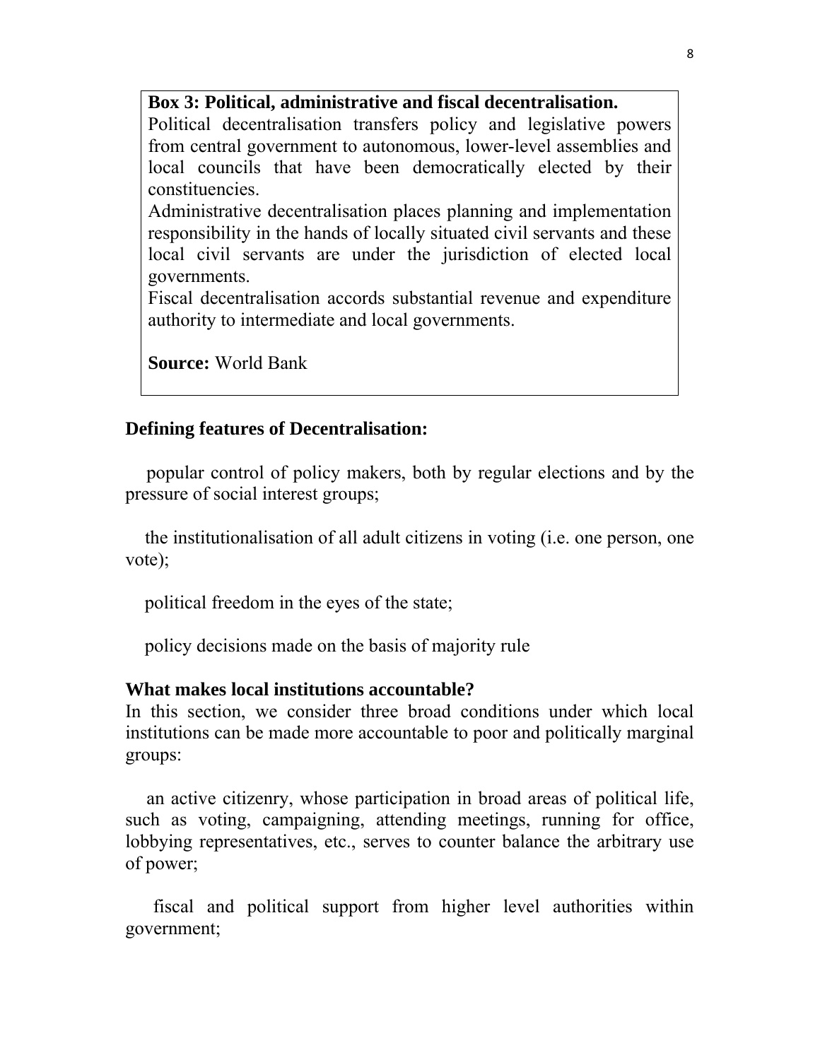> **Box 3: Political, administrative and fiscal decentralisation.**
>
> Political decentralisation transfers policy and legislative powers from central government to autonomous, lower-level assemblies and local councils that have been democratically elected by their constituencies.
>
> Administrative decentralisation places planning and implementation responsibility in the hands of locally situated civil servants and these local civil servants are under the jurisdiction of elected local governments.
>
> Fiscal decentralisation accords substantial revenue and expenditure authority to intermediate and local governments.
>
> **Source:** World Bank

**Defining features of Decentralisation:**

popular control of policy makers, both by regular elections and by the pressure of social interest groups;

the institutionalisation of all adult citizens in voting (i.e. one person, one vote);

political freedom in the eyes of the state;

policy decisions made on the basis of majority rule

**What makes local institutions accountable?**

In this section, we consider three broad conditions under which local institutions can be made more accountable to poor and politically marginal groups:

an active citizenry, whose participation in broad areas of political life, such as voting, campaigning, attending meetings, running for office, lobbying representatives, etc., serves to counter balance the arbitrary use of power;

fiscal and political support from higher level authorities within government;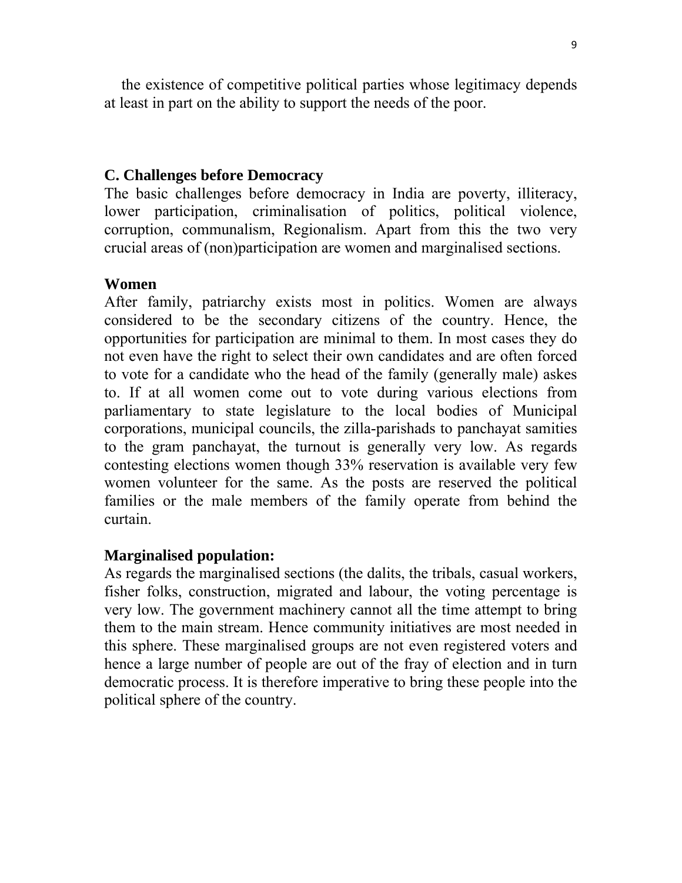the existence of competitive political parties whose legitimacy depends at least in part on the ability to support the needs of the poor.

### C. Challenges before Democracy

The basic challenges before democracy in India are poverty, illiteracy, lower participation, criminalisation of politics, political violence, corruption, communalism, Regionalism. Apart from this the two very crucial areas of (non)participation are women and marginalised sections.

**Women**

After family, patriarchy exists most in politics. Women are always considered to be the secondary citizens of the country. Hence, the opportunities for participation are minimal to them. In most cases they do not even have the right to select their own candidates and are often forced to vote for a candidate who the head of the family (generally male) askes to. If at all women come out to vote during various elections from parliamentary to state legislature to the local bodies of Municipal corporations, municipal councils, the zilla-parishads to panchayat samities to the gram panchayat, the turnout is generally very low. As regards contesting elections women though 33% reservation is available very few women volunteer for the same. As the posts are reserved the political families or the male members of the family operate from behind the curtain.

**Marginalised population:**

As regards the marginalised sections (the dalits, the tribals, casual workers, fisher folks, construction, migrated and labour, the voting percentage is very low. The government machinery cannot all the time attempt to bring them to the main stream. Hence community initiatives are most needed in this sphere. These marginalised groups are not even registered voters and hence a large number of people are out of the fray of election and in turn democratic process. It is therefore imperative to bring these people into the political sphere of the country.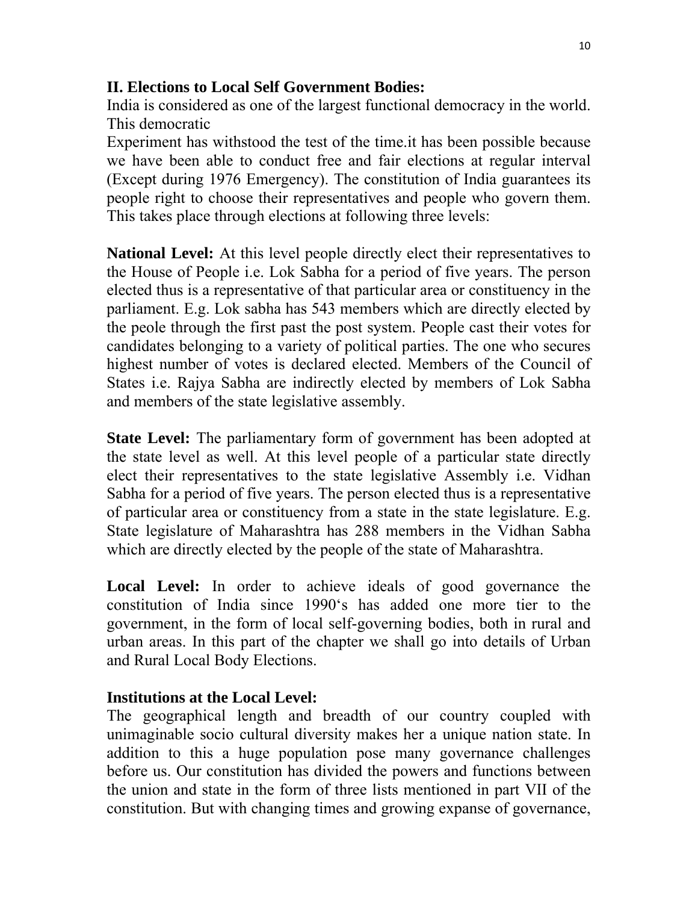**II. Elections to Local Self Government Bodies:**

India is considered as one of the largest functional democracy in the world. This democratic

Experiment has withstood the test of the time.it has been possible because we have been able to conduct free and fair elections at regular interval (Except during 1976 Emergency). The constitution of India guarantees its people right to choose their representatives and people who govern them. This takes place through elections at following three levels:

**National Level:** At this level people directly elect their representatives to the House of People i.e. Lok Sabha for a period of five years. The person elected thus is a representative of that particular area or constituency in the parliament. E.g. Lok sabha has 543 members which are directly elected by the peole through the first past the post system. People cast their votes for candidates belonging to a variety of political parties. The one who secures highest number of votes is declared elected. Members of the Council of States i.e. Rajya Sabha are indirectly elected by members of Lok Sabha and members of the state legislative assembly.

**State Level:** The parliamentary form of government has been adopted at the state level as well. At this level people of a particular state directly elect their representatives to the state legislative Assembly i.e. Vidhan Sabha for a period of five years. The person elected thus is a representative of particular area or constituency from a state in the state legislature. E.g. State legislature of Maharashtra has 288 members in the Vidhan Sabha which are directly elected by the people of the state of Maharashtra.

**Local Level:** In order to achieve ideals of good governance the constitution of India since 1990's has added one more tier to the government, in the form of local self-governing bodies, both in rural and urban areas. In this part of the chapter we shall go into details of Urban and Rural Local Body Elections.

**Institutions at the Local Level:**

The geographical length and breadth of our country coupled with unimaginable socio cultural diversity makes her a unique nation state. In addition to this a huge population pose many governance challenges before us. Our constitution has divided the powers and functions between the union and state in the form of three lists mentioned in part VII of the constitution. But with changing times and growing expanse of governance,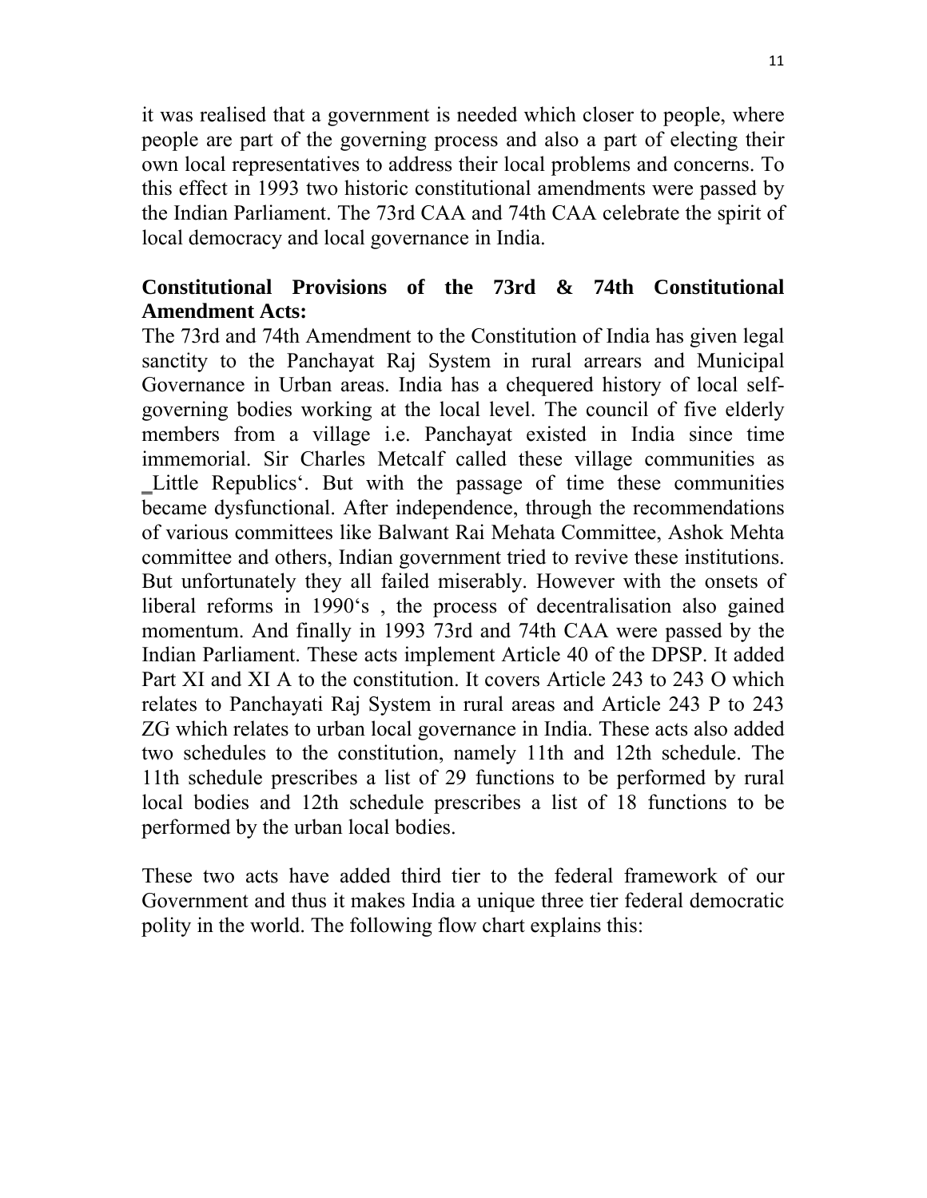it was realised that a government is needed which closer to people, where people are part of the governing process and also a part of electing their own local representatives to address their local problems and concerns. To this effect in 1993 two historic constitutional amendments were passed by the Indian Parliament. The 73rd CAA and 74th CAA celebrate the spirit of local democracy and local governance in India.

**Constitutional Provisions of the 73rd & 74th Constitutional Amendment Acts:**

The 73rd and 74th Amendment to the Constitution of India has given legal sanctity to the Panchayat Raj System in rural arrears and Municipal Governance in Urban areas. India has a chequered history of local self-governing bodies working at the local level. The council of five elderly members from a village i.e. Panchayat existed in India since time immemorial. Sir Charles Metcalf called these village communities as ‗Little Republics'. But with the passage of time these communities became dysfunctional. After independence, through the recommendations of various committees like Balwant Rai Mehata Committee, Ashok Mehta committee and others, Indian government tried to revive these institutions. But unfortunately they all failed miserably. However with the onsets of liberal reforms in 1990's , the process of decentralisation also gained momentum. And finally in 1993 73rd and 74th CAA were passed by the Indian Parliament. These acts implement Article 40 of the DPSP. It added Part XI and XI A to the constitution. It covers Article 243 to 243 O which relates to Panchayati Raj System in rural areas and Article 243 P to 243 ZG which relates to urban local governance in India. These acts also added two schedules to the constitution, namely 11th and 12th schedule. The 11th schedule prescribes a list of 29 functions to be performed by rural local bodies and 12th schedule prescribes a list of 18 functions to be performed by the urban local bodies.

These two acts have added third tier to the federal framework of our Government and thus it makes India a unique three tier federal democratic polity in the world. The following flow chart explains this: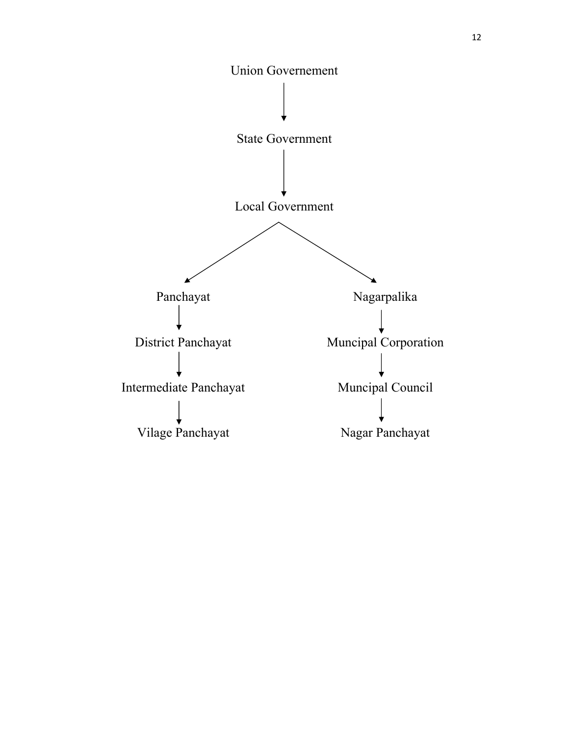Union Governement

↓

State Government

↓

Local Government

↙ ↘

| Panchayat | Nagarpalika |
|---|---|
| ↓ | ↓ |
| District Panchayat | Muncipal Corporation |
| ↓ | ↓ |
| Intermediate Panchayat | Muncipal Council |
| ↓ | ↓ |
| Vilage Panchayat | Nagar Panchayat |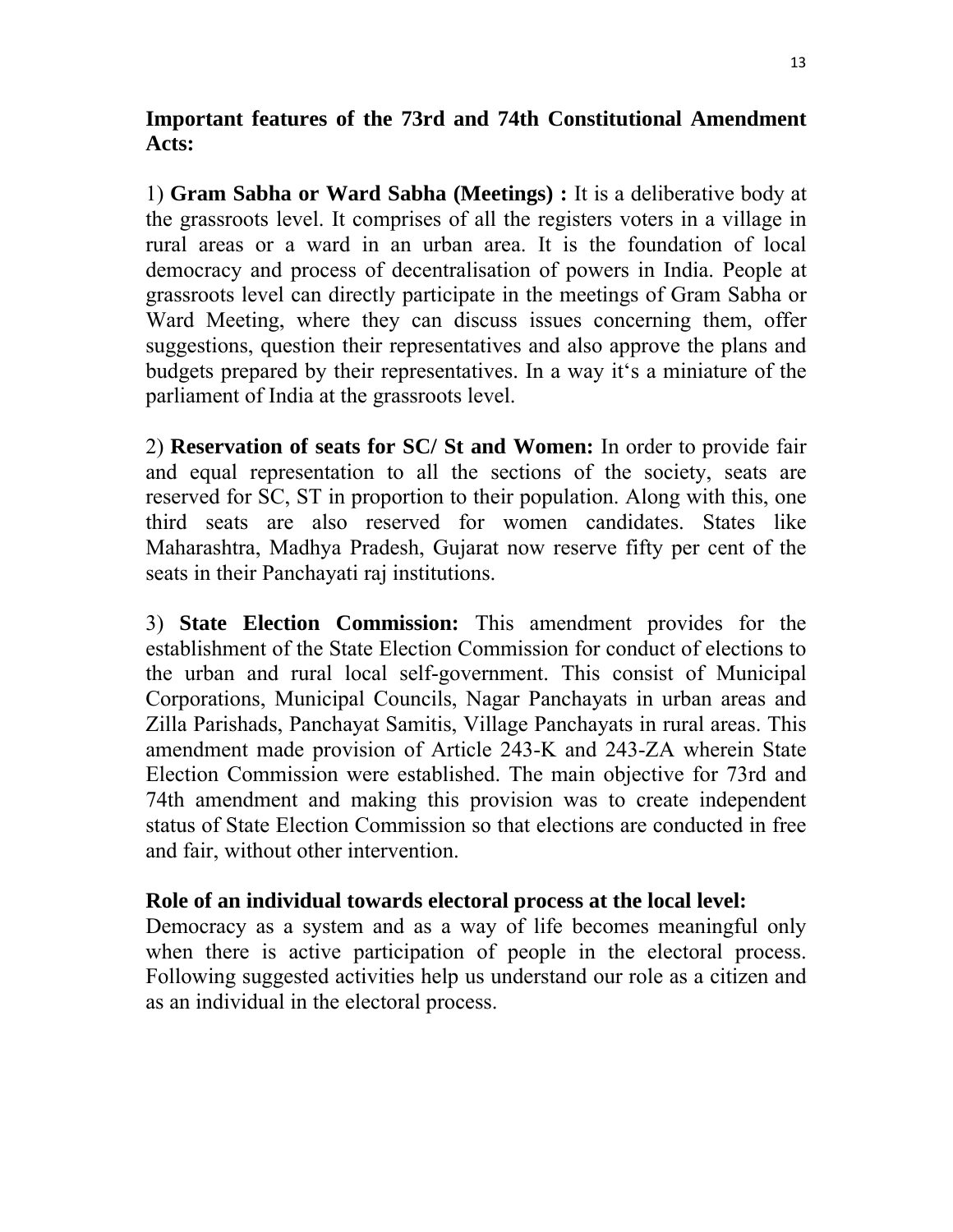**Important features of the 73rd and 74th Constitutional Amendment Acts:**

1) **Gram Sabha or Ward Sabha (Meetings) :** It is a deliberative body at the grassroots level. It comprises of all the registers voters in a village in rural areas or a ward in an urban area. It is the foundation of local democracy and process of decentralisation of powers in India. People at grassroots level can directly participate in the meetings of Gram Sabha or Ward Meeting, where they can discuss issues concerning them, offer suggestions, question their representatives and also approve the plans and budgets prepared by their representatives. In a way it's a miniature of the parliament of India at the grassroots level.

2) **Reservation of seats for SC/ St and Women:** In order to provide fair and equal representation to all the sections of the society, seats are reserved for SC, ST in proportion to their population. Along with this, one third seats are also reserved for women candidates. States like Maharashtra, Madhya Pradesh, Gujarat now reserve fifty per cent of the seats in their Panchayati raj institutions.

3) **State Election Commission:** This amendment provides for the establishment of the State Election Commission for conduct of elections to the urban and rural local self-government. This consist of Municipal Corporations, Municipal Councils, Nagar Panchayats in urban areas and Zilla Parishads, Panchayat Samitis, Village Panchayats in rural areas. This amendment made provision of Article 243-K and 243-ZA wherein State Election Commission were established. The main objective for 73rd and 74th amendment and making this provision was to create independent status of State Election Commission so that elections are conducted in free and fair, without other intervention.

**Role of an individual towards electoral process at the local level:**

Democracy as a system and as a way of life becomes meaningful only when there is active participation of people in the electoral process. Following suggested activities help us understand our role as a citizen and as an individual in the electoral process.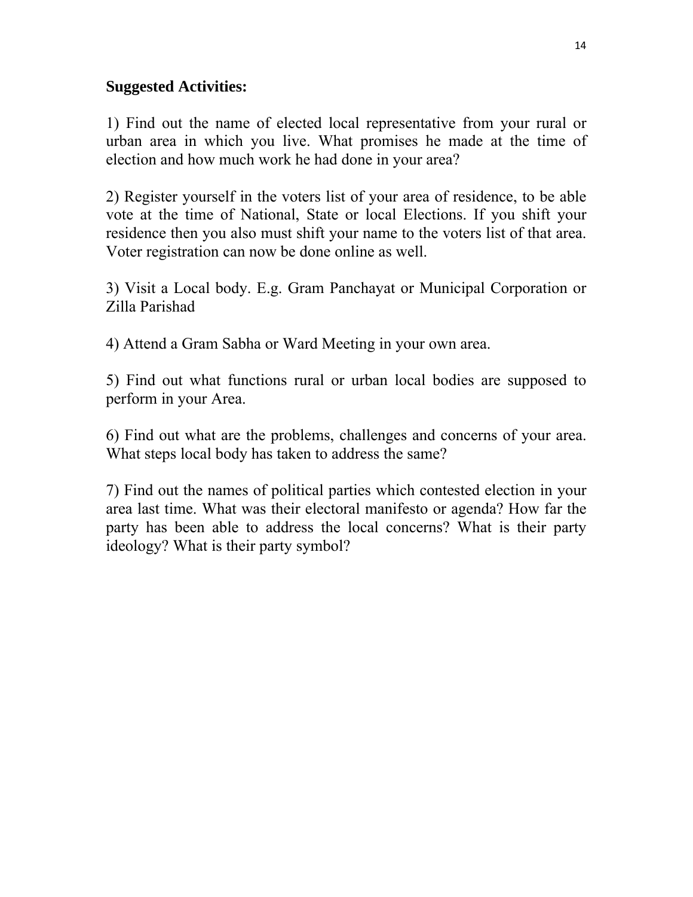**Suggested Activities:**

1) Find out the name of elected local representative from your rural or urban area in which you live. What promises he made at the time of election and how much work he had done in your area?

2) Register yourself in the voters list of your area of residence, to be able vote at the time of National, State or local Elections. If you shift your residence then you also must shift your name to the voters list of that area. Voter registration can now be done online as well.

3) Visit a Local body. E.g. Gram Panchayat or Municipal Corporation or Zilla Parishad

4) Attend a Gram Sabha or Ward Meeting in your own area.

5) Find out what functions rural or urban local bodies are supposed to perform in your Area.

6) Find out what are the problems, challenges and concerns of your area. What steps local body has taken to address the same?

7) Find out the names of political parties which contested election in your area last time. What was their electoral manifesto or agenda? How far the party has been able to address the local concerns? What is their party ideology? What is their party symbol?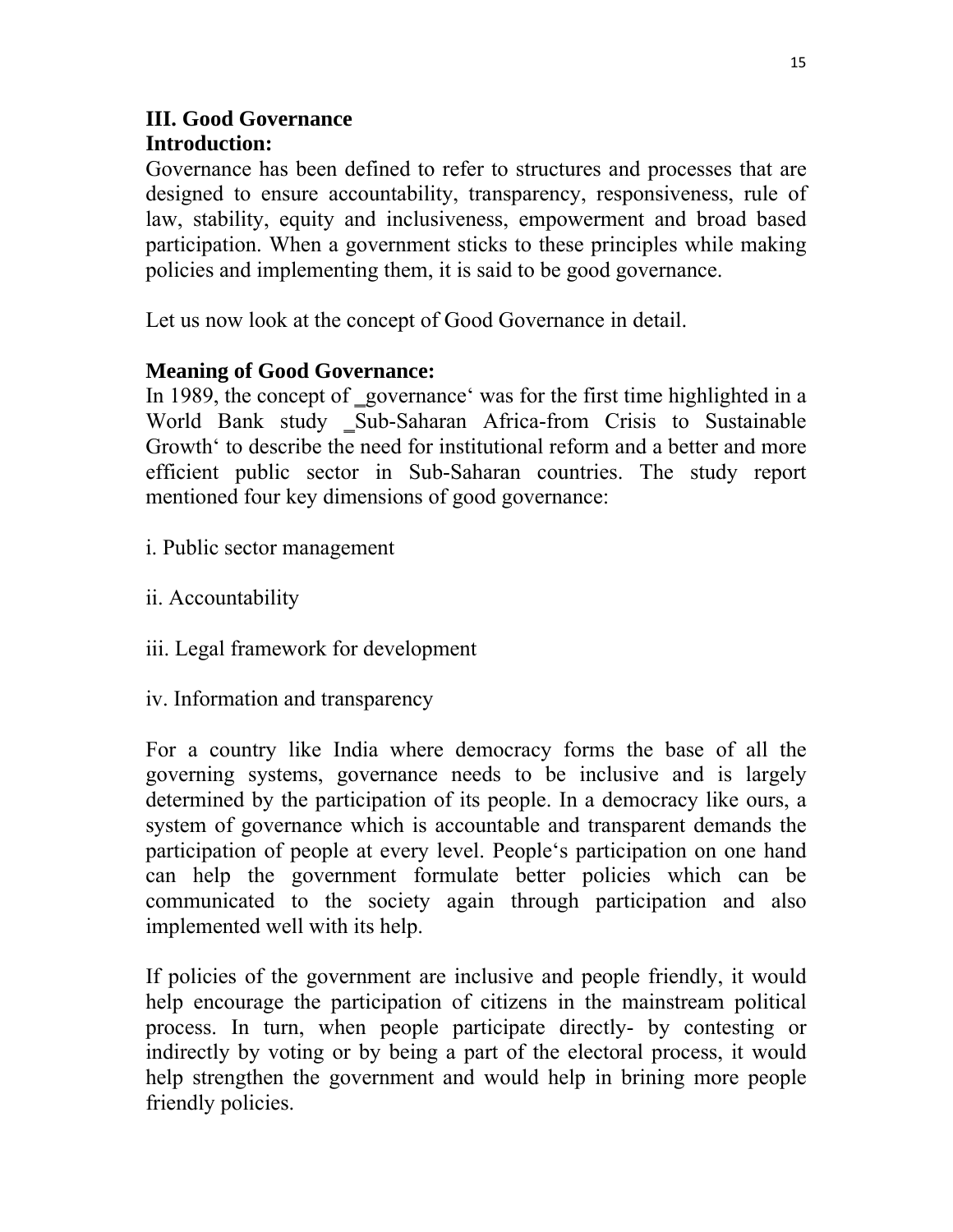## III. Good Governance

### Introduction:

Governance has been defined to refer to structures and processes that are designed to ensure accountability, transparency, responsiveness, rule of law, stability, equity and inclusiveness, empowerment and broad based participation. When a government sticks to these principles while making policies and implementing them, it is said to be good governance.

Let us now look at the concept of Good Governance in detail.

### Meaning of Good Governance:

In 1989, the concept of ‗governance' was for the first time highlighted in a World Bank study ‗Sub-Saharan Africa-from Crisis to Sustainable Growth' to describe the need for institutional reform and a better and more efficient public sector in Sub-Saharan countries. The study report mentioned four key dimensions of good governance:

i. Public sector management

ii. Accountability

iii. Legal framework for development

iv. Information and transparency

For a country like India where democracy forms the base of all the governing systems, governance needs to be inclusive and is largely determined by the participation of its people. In a democracy like ours, a system of governance which is accountable and transparent demands the participation of people at every level. People's participation on one hand can help the government formulate better policies which can be communicated to the society again through participation and also implemented well with its help.

If policies of the government are inclusive and people friendly, it would help encourage the participation of citizens in the mainstream political process. In turn, when people participate directly- by contesting or indirectly by voting or by being a part of the electoral process, it would help strengthen the government and would help in brining more people friendly policies.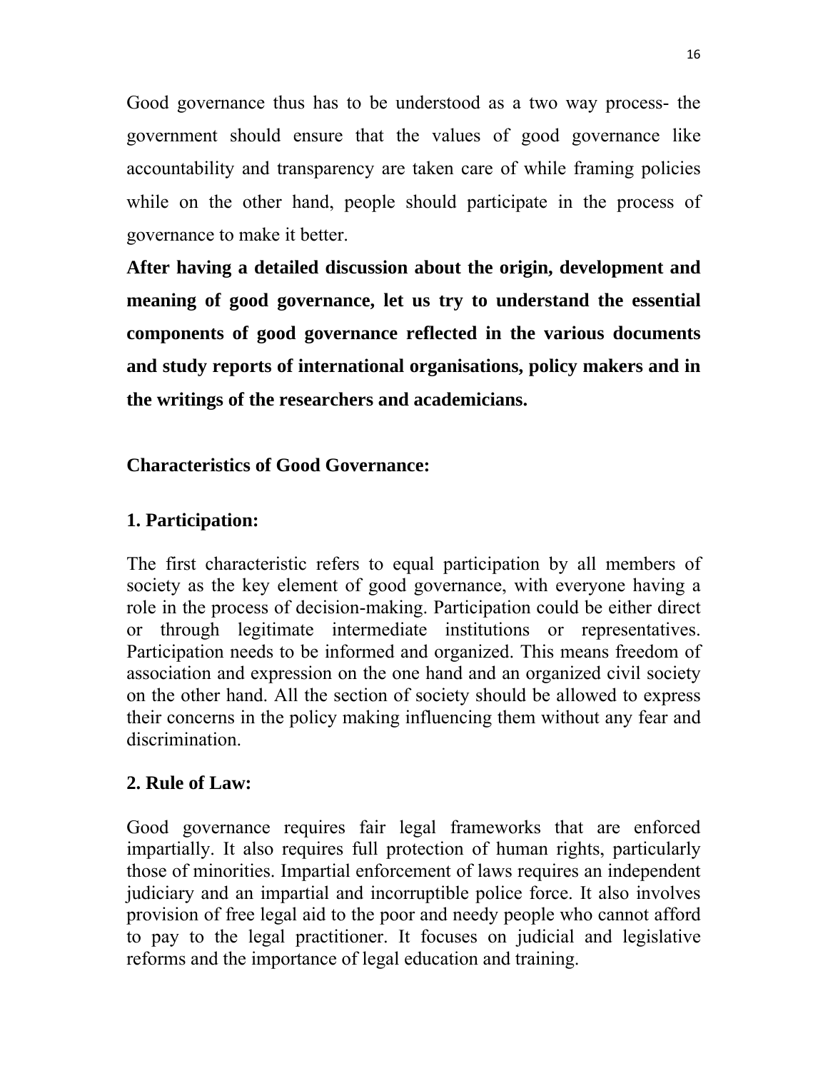Good governance thus has to be understood as a two way process- the government should ensure that the values of good governance like accountability and transparency are taken care of while framing policies while on the other hand, people should participate in the process of governance to make it better.

**After having a detailed discussion about the origin, development and meaning of good governance, let us try to understand the essential components of good governance reflected in the various documents and study reports of international organisations, policy makers and in the writings of the researchers and academicians.**

## Characteristics of Good Governance:

### 1. Participation:

The first characteristic refers to equal participation by all members of society as the key element of good governance, with everyone having a role in the process of decision-making. Participation could be either direct or through legitimate intermediate institutions or representatives. Participation needs to be informed and organized. This means freedom of association and expression on the one hand and an organized civil society on the other hand. All the section of society should be allowed to express their concerns in the policy making influencing them without any fear and discrimination.

### 2. Rule of Law:

Good governance requires fair legal frameworks that are enforced impartially. It also requires full protection of human rights, particularly those of minorities. Impartial enforcement of laws requires an independent judiciary and an impartial and incorruptible police force. It also involves provision of free legal aid to the poor and needy people who cannot afford to pay to the legal practitioner. It focuses on judicial and legislative reforms and the importance of legal education and training.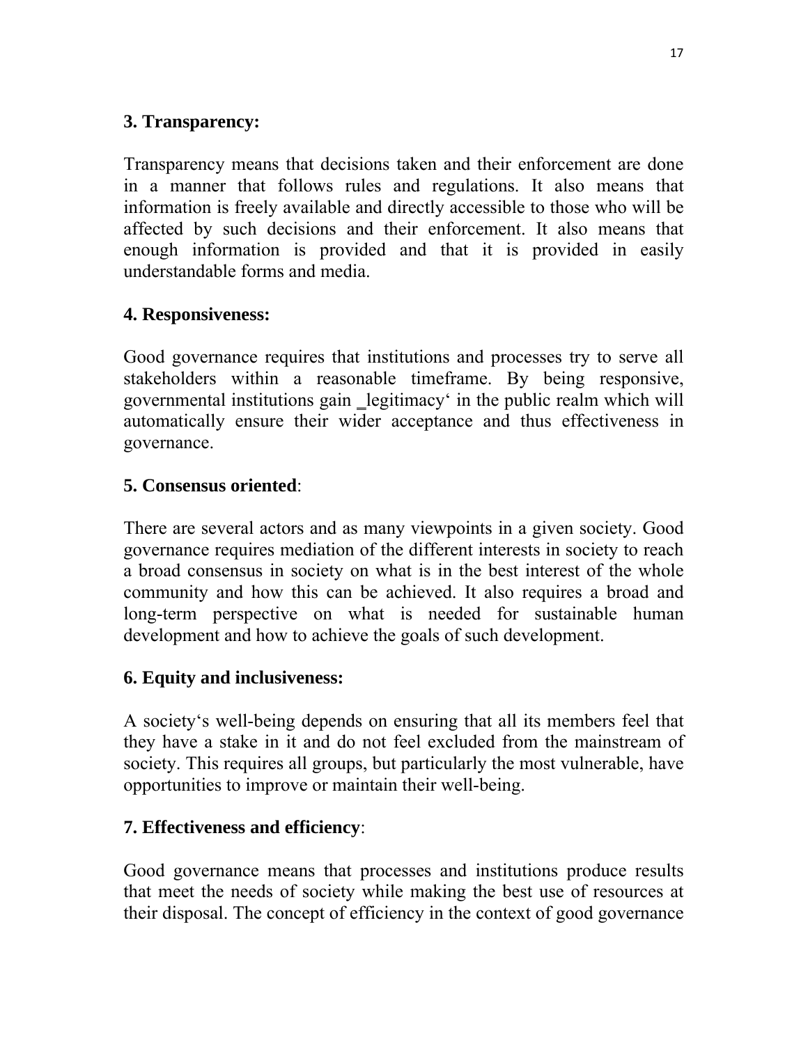**3. Transparency:**

Transparency means that decisions taken and their enforcement are done in a manner that follows rules and regulations. It also means that information is freely available and directly accessible to those who will be affected by such decisions and their enforcement. It also means that enough information is provided and that it is provided in easily understandable forms and media.

**4. Responsiveness:**

Good governance requires that institutions and processes try to serve all stakeholders within a reasonable timeframe. By being responsive, governmental institutions gain _legitimacy' in the public realm which will automatically ensure their wider acceptance and thus effectiveness in governance.

**5. Consensus oriented**:

There are several actors and as many viewpoints in a given society. Good governance requires mediation of the different interests in society to reach a broad consensus in society on what is in the best interest of the whole community and how this can be achieved. It also requires a broad and long-term perspective on what is needed for sustainable human development and how to achieve the goals of such development.

**6. Equity and inclusiveness:**

A society's well-being depends on ensuring that all its members feel that they have a stake in it and do not feel excluded from the mainstream of society. This requires all groups, but particularly the most vulnerable, have opportunities to improve or maintain their well-being.

**7. Effectiveness and efficiency**:

Good governance means that processes and institutions produce results that meet the needs of society while making the best use of resources at their disposal. The concept of efficiency in the context of good governance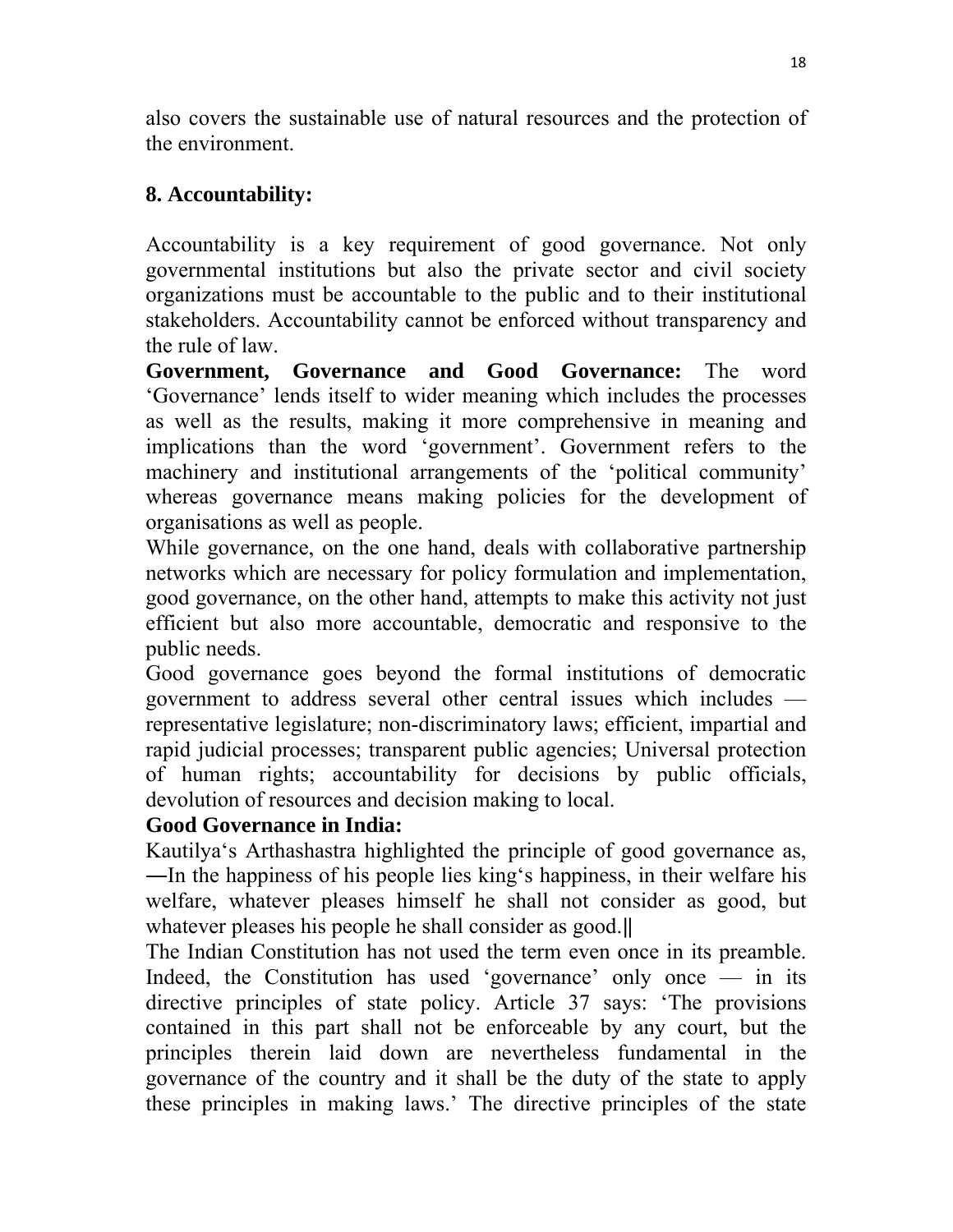also covers the sustainable use of natural resources and the protection of the environment.

## 8. Accountability:

Accountability is a key requirement of good governance. Not only governmental institutions but also the private sector and civil society organizations must be accountable to the public and to their institutional stakeholders. Accountability cannot be enforced without transparency and the rule of law.

**Government, Governance and Good Governance:** The word 'Governance' lends itself to wider meaning which includes the processes as well as the results, making it more comprehensive in meaning and implications than the word 'government'. Government refers to the machinery and institutional arrangements of the 'political community' whereas governance means making policies for the development of organisations as well as people.

While governance, on the one hand, deals with collaborative partnership networks which are necessary for policy formulation and implementation, good governance, on the other hand, attempts to make this activity not just efficient but also more accountable, democratic and responsive to the public needs.

Good governance goes beyond the formal institutions of democratic government to address several other central issues which includes — representative legislature; non-discriminatory laws; efficient, impartial and rapid judicial processes; transparent public agencies; Universal protection of human rights; accountability for decisions by public officials, devolution of resources and decision making to local.

**Good Governance in India:**

Kautilya's Arthashastra highlighted the principle of good governance as, ―In the happiness of his people lies king's happiness, in their welfare his welfare, whatever pleases himself he shall not consider as good, but whatever pleases his people he shall consider as good.‖

The Indian Constitution has not used the term even once in its preamble. Indeed, the Constitution has used 'governance' only once — in its directive principles of state policy. Article 37 says: 'The provisions contained in this part shall not be enforceable by any court, but the principles therein laid down are nevertheless fundamental in the governance of the country and it shall be the duty of the state to apply these principles in making laws.' The directive principles of the state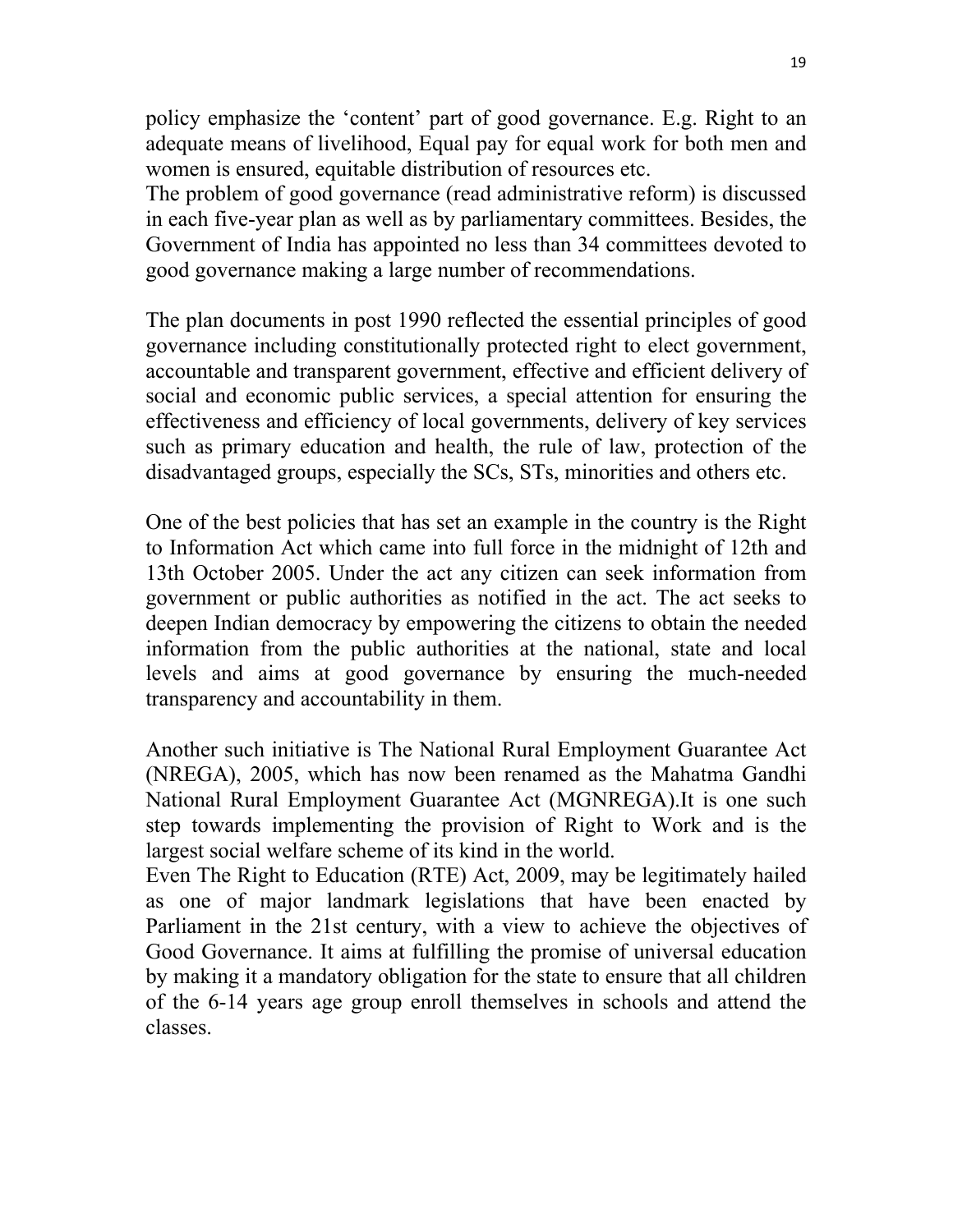policy emphasize the 'content' part of good governance. E.g. Right to an adequate means of livelihood, Equal pay for equal work for both men and women is ensured, equitable distribution of resources etc.

The problem of good governance (read administrative reform) is discussed in each five-year plan as well as by parliamentary committees. Besides, the Government of India has appointed no less than 34 committees devoted to good governance making a large number of recommendations.

The plan documents in post 1990 reflected the essential principles of good governance including constitutionally protected right to elect government, accountable and transparent government, effective and efficient delivery of social and economic public services, a special attention for ensuring the effectiveness and efficiency of local governments, delivery of key services such as primary education and health, the rule of law, protection of the disadvantaged groups, especially the SCs, STs, minorities and others etc.

One of the best policies that has set an example in the country is the Right to Information Act which came into full force in the midnight of 12th and 13th October 2005. Under the act any citizen can seek information from government or public authorities as notified in the act. The act seeks to deepen Indian democracy by empowering the citizens to obtain the needed information from the public authorities at the national, state and local levels and aims at good governance by ensuring the much-needed transparency and accountability in them.

Another such initiative is The National Rural Employment Guarantee Act (NREGA), 2005, which has now been renamed as the Mahatma Gandhi National Rural Employment Guarantee Act (MGNREGA).It is one such step towards implementing the provision of Right to Work and is the largest social welfare scheme of its kind in the world.

Even The Right to Education (RTE) Act, 2009, may be legitimately hailed as one of major landmark legislations that have been enacted by Parliament in the 21st century, with a view to achieve the objectives of Good Governance. It aims at fulfilling the promise of universal education by making it a mandatory obligation for the state to ensure that all children of the 6-14 years age group enroll themselves in schools and attend the classes.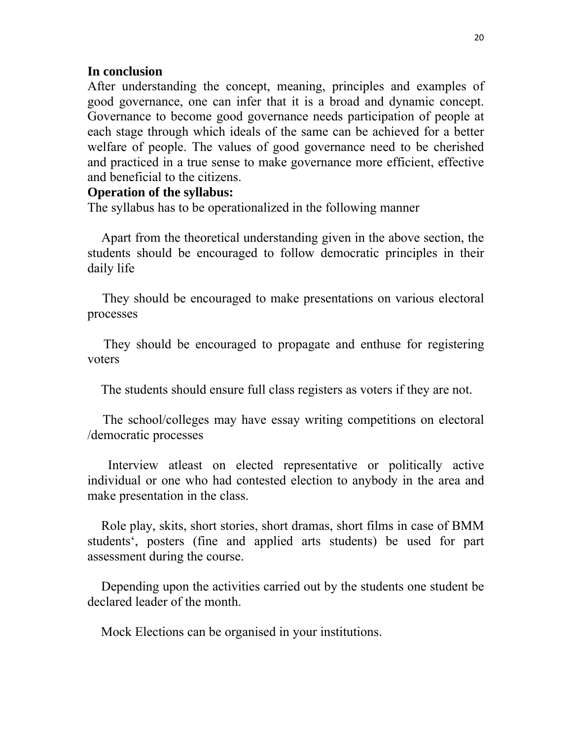**In conclusion**

After understanding the concept, meaning, principles and examples of good governance, one can infer that it is a broad and dynamic concept. Governance to become good governance needs participation of people at each stage through which ideals of the same can be achieved for a better welfare of people. The values of good governance need to be cherished and practiced in a true sense to make governance more efficient, effective and beneficial to the citizens.

**Operation of the syllabus:**

The syllabus has to be operationalized in the following manner

Apart from the theoretical understanding given in the above section, the students should be encouraged to follow democratic principles in their daily life

They should be encouraged to make presentations on various electoral processes

They should be encouraged to propagate and enthuse for registering voters

The students should ensure full class registers as voters if they are not.

The school/colleges may have essay writing competitions on electoral /democratic processes

Interview atleast on elected representative or politically active individual or one who had contested election to anybody in the area and make presentation in the class.

Role play, skits, short stories, short dramas, short films in case of BMM students‘, posters (fine and applied arts students) be used for part assessment during the course.

Depending upon the activities carried out by the students one student be declared leader of the month.

Mock Elections can be organised in your institutions.